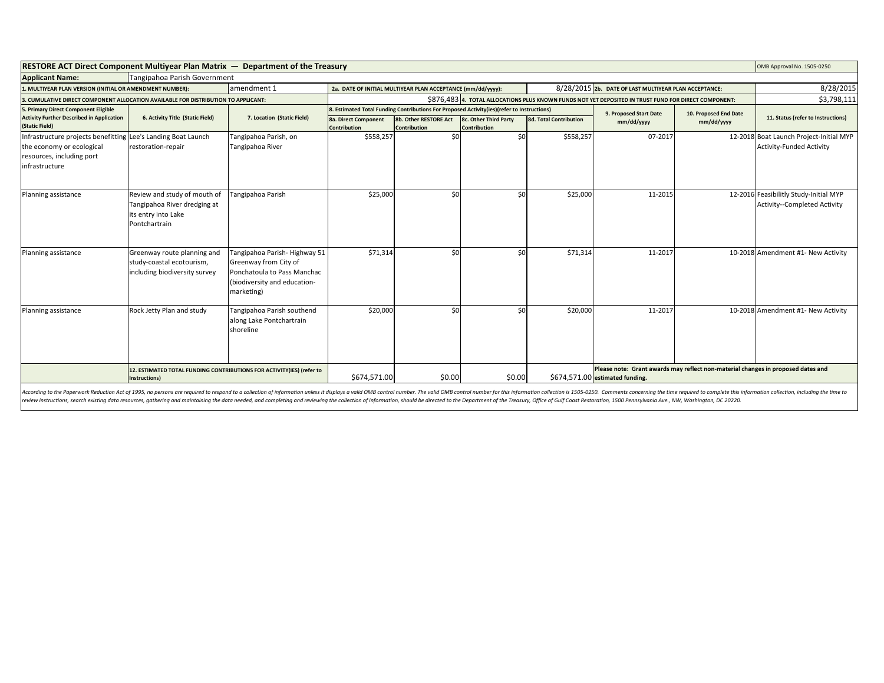## RESTORE ACT Direct Component Multiyear Plan Matrix — Department of the Treasury

OMB Approval No. 1505-0250

| | |
|---|---|
| **Applicant Name:** | Tangipahoa Parish Government |
| **1. MULTIYEAR PLAN VERSION (INITIAL OR AMENDMENT NUMBER):** | amendment 1 |
| **2a. DATE OF INITIAL MULTIYEAR PLAN ACCEPTANCE (mm/dd/yyyy):** | 8/28/2015 |
| **2b. DATE OF LAST MULTIYEAR PLAN ACCEPTANCE:** | 8/28/2015 |
| **3. CUMULATIVE DIRECT COMPONENT ALLOCATION AVAILABLE FOR DISTRIBUTION TO APPLICANT:** | $876,483 |
| **4. TOTAL ALLOCATIONS PLUS KNOWN FUNDS NOT YET DEPOSITED IN TRUST FUND FOR DIRECT COMPONENT:** | $3,798,111 |

| 5. Primary Direct Component Eligible Activity Further Described in Application (Static Field) | 6. Activity Title (Static Field) | 7. Location (Static Field) | 8. Estimated Total Funding Contributions For Proposed Activity(ies)(refer to Instructions) | | | | 9. Proposed Start Date mm/dd/yyyy | 10. Proposed End Date mm/dd/yyyy | 11. Status (refer to Instructions) |
|---|---|---|---|---|---|---|---|---|---|
| | | | 8a. Direct Component Contribution | 8b. Other RESTORE Act Contribution | 8c. Other Third Party Contribution | 8d. Total Contribution | | | |
| Infrastructure projects benefitting the economy or ecological resources, including port infrastructure | Lee's Landing Boat Launch restoration-repair | Tangipahoa Parish, on Tangipahoa River | $558,257 | $0 | $0 | $558,257 | 07-2017 | 12-2018 | Boat Launch Project-Initial MYP Activity-Funded Activity |
| Planning assistance | Review and study of mouth of Tangipahoa River dredging at its entry into Lake Pontchartrain | Tangipahoa Parish | $25,000 | $0 | $0 | $25,000 | 11-2015 | 12-2016 | Feasibilitly Study-Initial MYP Activity--Completed Activity |
| Planning assistance | Greenway route planning and study-coastal ecotourism, including biodiversity survey | Tangipahoa Parish- Highway 51 Greenway from City of Ponchatoula to Pass Manchac (biodiversity and education-marketing) | $71,314 | $0 | $0 | $71,314 | 11-2017 | 10-2018 | Amendment #1- New Activity |
| Planning assistance | Rock Jetty Plan and study | Tangipahoa Parish southend along Lake Pontchartrain shoreline | $20,000 | $0 | $0 | $20,000 | 11-2017 | 10-2018 | Amendment #1- New Activity |
| | **12. ESTIMATED TOTAL FUNDING CONTRIBUTIONS FOR ACTIVITY(IES) (refer to Instructions)** | | $674,571.00 | $0.00 | $0.00 | $674,571.00 | **Please note: Grant awards may reflect non-material changes in proposed dates and estimated funding.** | | |

*According to the Paperwork Reduction Act of 1995, no persons are required to respond to a collection of information unless it displays a valid OMB control number. The valid OMB control number for this information collection is 1505-0250. Comments concerning the time required to complete this information collection, including the time to review instructions, search existing data resources, gathering and maintaining the data needed, and completing and reviewing the collection of information, should be directed to the Department of the Treasury, Office of Gulf Coast Restoration, 1500 Pennsylvania Ave., NW, Washington, DC 20220.*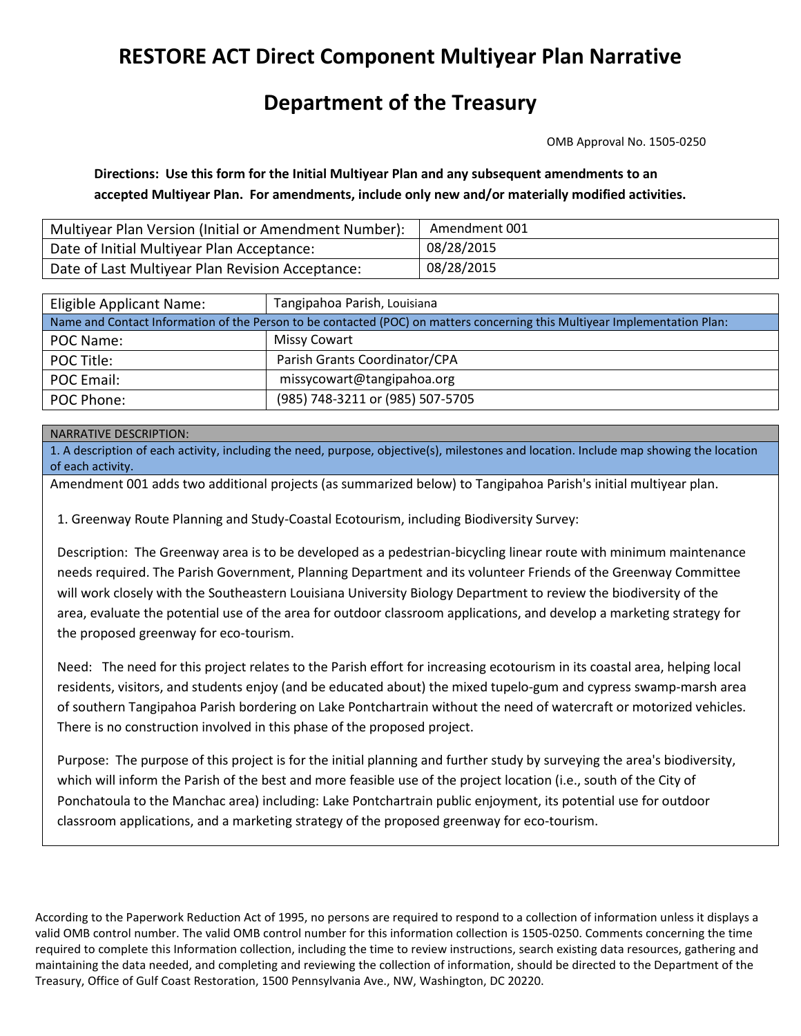# RESTORE ACT Direct Component Multiyear Plan Narrative

# Department of the Treasury

OMB Approval No. 1505-0250

**Directions: Use this form for the Initial Multiyear Plan and any subsequent amendments to an accepted Multiyear Plan. For amendments, include only new and/or materially modified activities.**

| Multiyear Plan Version (Initial or Amendment Number): | Amendment 001 |
|---|---|
| Date of Initial Multiyear Plan Acceptance: | 08/28/2015 |
| Date of Last Multiyear Plan Revision Acceptance: | 08/28/2015 |

| Eligible Applicant Name: | Tangipahoa Parish, Louisiana |
|---|---|
| Name and Contact Information of the Person to be contacted (POC) on matters concerning this Multiyear Implementation Plan: | |
| POC Name: | Missy Cowart |
| POC Title: | Parish Grants Coordinator/CPA |
| POC Email: | missycowart@tangipahoa.org |
| POC Phone: | (985) 748-3211 or (985) 507-5705 |

NARRATIVE DESCRIPTION:

1. A description of each activity, including the need, purpose, objective(s), milestones and location. Include map showing the location of each activity.

Amendment 001 adds two additional projects (as summarized below) to Tangipahoa Parish's initial multiyear plan.

1. Greenway Route Planning and Study-Coastal Ecotourism, including Biodiversity Survey:

Description: The Greenway area is to be developed as a pedestrian-bicycling linear route with minimum maintenance needs required. The Parish Government, Planning Department and its volunteer Friends of the Greenway Committee will work closely with the Southeastern Louisiana University Biology Department to review the biodiversity of the area, evaluate the potential use of the area for outdoor classroom applications, and develop a marketing strategy for the proposed greenway for eco-tourism.

Need: The need for this project relates to the Parish effort for increasing ecotourism in its coastal area, helping local residents, visitors, and students enjoy (and be educated about) the mixed tupelo-gum and cypress swamp-marsh area of southern Tangipahoa Parish bordering on Lake Pontchartrain without the need of watercraft or motorized vehicles. There is no construction involved in this phase of the proposed project.

Purpose: The purpose of this project is for the initial planning and further study by surveying the area's biodiversity, which will inform the Parish of the best and more feasible use of the project location (i.e., south of the City of Ponchatoula to the Manchac area) including: Lake Pontchartrain public enjoyment, its potential use for outdoor classroom applications, and a marketing strategy of the proposed greenway for eco-tourism.

According to the Paperwork Reduction Act of 1995, no persons are required to respond to a collection of information unless it displays a valid OMB control number. The valid OMB control number for this information collection is 1505-0250. Comments concerning the time required to complete this Information collection, including the time to review instructions, search existing data resources, gathering and maintaining the data needed, and completing and reviewing the collection of information, should be directed to the Department of the Treasury, Office of Gulf Coast Restoration, 1500 Pennsylvania Ave., NW, Washington, DC 20220.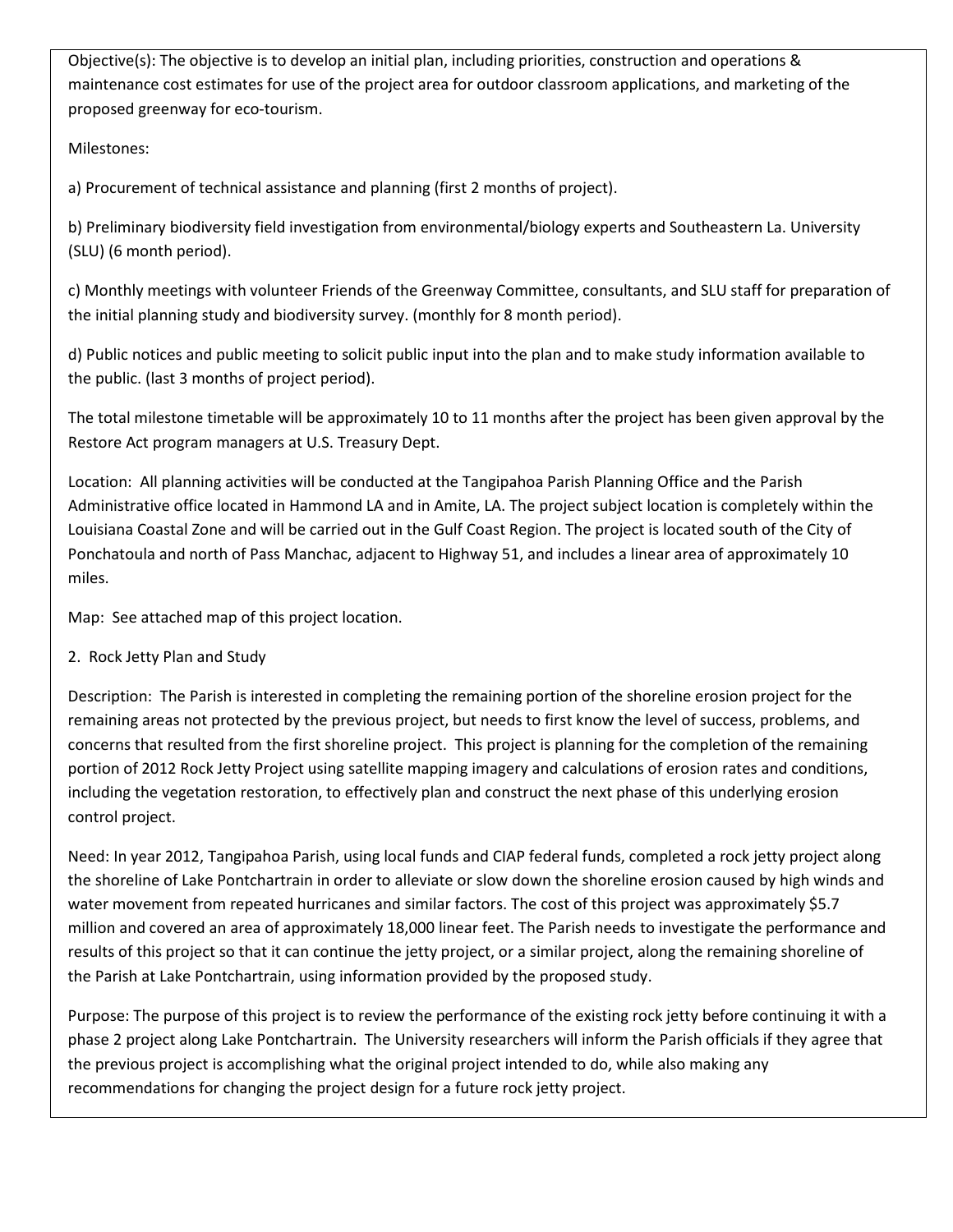Objective(s): The objective is to develop an initial plan, including priorities, construction and operations & maintenance cost estimates for use of the project area for outdoor classroom applications, and marketing of the proposed greenway for eco-tourism.

Milestones:

a) Procurement of technical assistance and planning (first 2 months of project).

b) Preliminary biodiversity field investigation from environmental/biology experts and Southeastern La. University (SLU) (6 month period).

c) Monthly meetings with volunteer Friends of the Greenway Committee, consultants, and SLU staff for preparation of the initial planning study and biodiversity survey. (monthly for 8 month period).

d) Public notices and public meeting to solicit public input into the plan and to make study information available to the public. (last 3 months of project period).

The total milestone timetable will be approximately 10 to 11 months after the project has been given approval by the Restore Act program managers at U.S. Treasury Dept.

Location: All planning activities will be conducted at the Tangipahoa Parish Planning Office and the Parish Administrative office located in Hammond LA and in Amite, LA. The project subject location is completely within the Louisiana Coastal Zone and will be carried out in the Gulf Coast Region. The project is located south of the City of Ponchatoula and north of Pass Manchac, adjacent to Highway 51, and includes a linear area of approximately 10 miles.

Map: See attached map of this project location.

2. Rock Jetty Plan and Study

Description: The Parish is interested in completing the remaining portion of the shoreline erosion project for the remaining areas not protected by the previous project, but needs to first know the level of success, problems, and concerns that resulted from the first shoreline project. This project is planning for the completion of the remaining portion of 2012 Rock Jetty Project using satellite mapping imagery and calculations of erosion rates and conditions, including the vegetation restoration, to effectively plan and construct the next phase of this underlying erosion control project.

Need: In year 2012, Tangipahoa Parish, using local funds and CIAP federal funds, completed a rock jetty project along the shoreline of Lake Pontchartrain in order to alleviate or slow down the shoreline erosion caused by high winds and water movement from repeated hurricanes and similar factors. The cost of this project was approximately $5.7 million and covered an area of approximately 18,000 linear feet. The Parish needs to investigate the performance and results of this project so that it can continue the jetty project, or a similar project, along the remaining shoreline of the Parish at Lake Pontchartrain, using information provided by the proposed study.

Purpose: The purpose of this project is to review the performance of the existing rock jetty before continuing it with a phase 2 project along Lake Pontchartrain. The University researchers will inform the Parish officials if they agree that the previous project is accomplishing what the original project intended to do, while also making any recommendations for changing the project design for a future rock jetty project.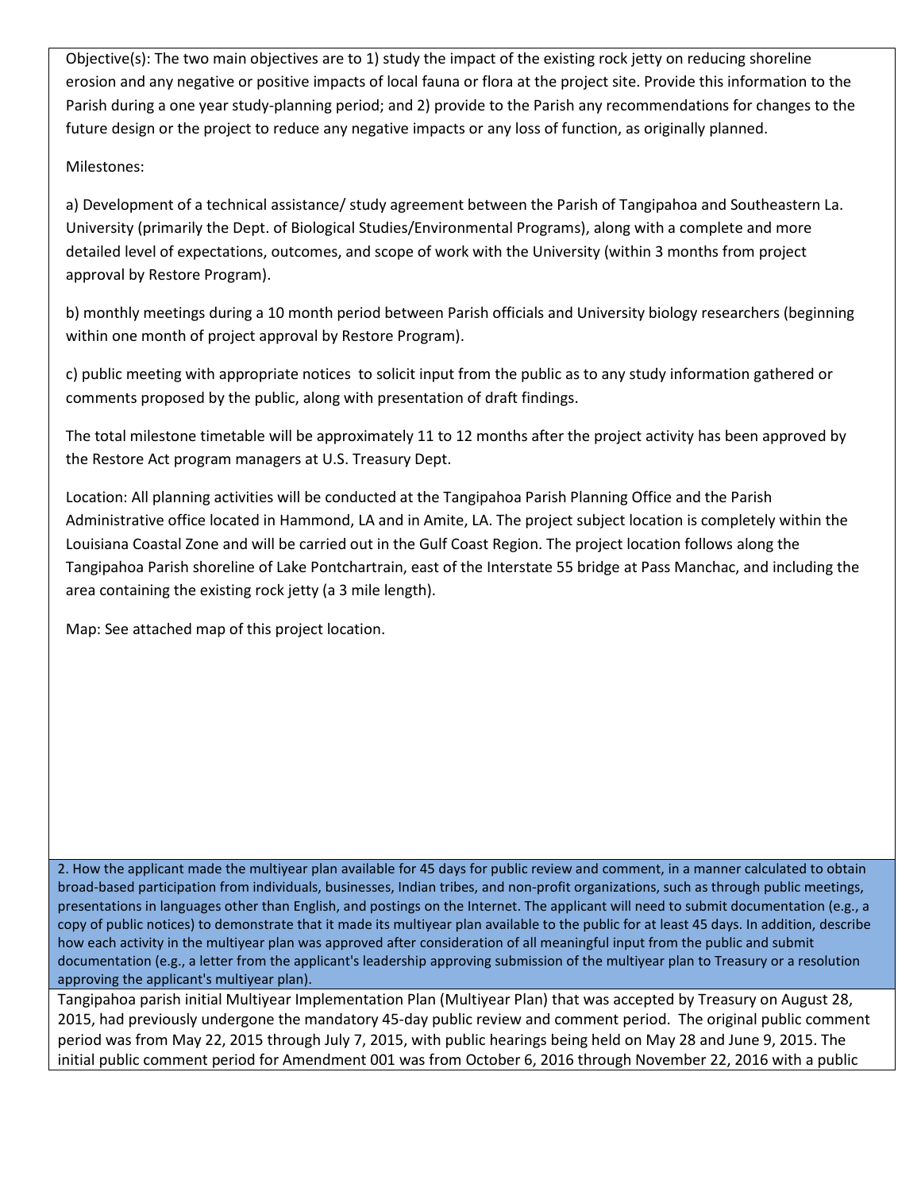Objective(s): The two main objectives are to 1) study the impact of the existing rock jetty on reducing shoreline erosion and any negative or positive impacts of local fauna or flora at the project site. Provide this information to the Parish during a one year study-planning period; and 2) provide to the Parish any recommendations for changes to the future design or the project to reduce any negative impacts or any loss of function, as originally planned.

Milestones:

a) Development of a technical assistance/ study agreement between the Parish of Tangipahoa and Southeastern La. University (primarily the Dept. of Biological Studies/Environmental Programs), along with a complete and more detailed level of expectations, outcomes, and scope of work with the University (within 3 months from project approval by Restore Program).

b) monthly meetings during a 10 month period between Parish officials and University biology researchers (beginning within one month of project approval by Restore Program).

c) public meeting with appropriate notices to solicit input from the public as to any study information gathered or comments proposed by the public, along with presentation of draft findings.

The total milestone timetable will be approximately 11 to 12 months after the project activity has been approved by the Restore Act program managers at U.S. Treasury Dept.

Location: All planning activities will be conducted at the Tangipahoa Parish Planning Office and the Parish Administrative office located in Hammond, LA and in Amite, LA. The project subject location is completely within the Louisiana Coastal Zone and will be carried out in the Gulf Coast Region. The project location follows along the Tangipahoa Parish shoreline of Lake Pontchartrain, east of the Interstate 55 bridge at Pass Manchac, and including the area containing the existing rock jetty (a 3 mile length).

Map: See attached map of this project location.

**2. How the applicant made the multiyear plan available for 45 days for public review and comment, in a manner calculated to obtain broad-based participation from individuals, businesses, Indian tribes, and non-profit organizations, such as through public meetings, presentations in languages other than English, and postings on the Internet. The applicant will need to submit documentation (e.g., a copy of public notices) to demonstrate that it made its multiyear plan available to the public for at least 45 days. In addition, describe how each activity in the multiyear plan was approved after consideration of all meaningful input from the public and submit documentation (e.g., a letter from the applicant's leadership approving submission of the multiyear plan to Treasury or a resolution approving the applicant's multiyear plan).**

Tangipahoa parish initial Multiyear Implementation Plan (Multiyear Plan) that was accepted by Treasury on August 28, 2015, had previously undergone the mandatory 45-day public review and comment period. The original public comment period was from May 22, 2015 through July 7, 2015, with public hearings being held on May 28 and June 9, 2015. The initial public comment period for Amendment 001 was from October 6, 2016 through November 22, 2016 with a public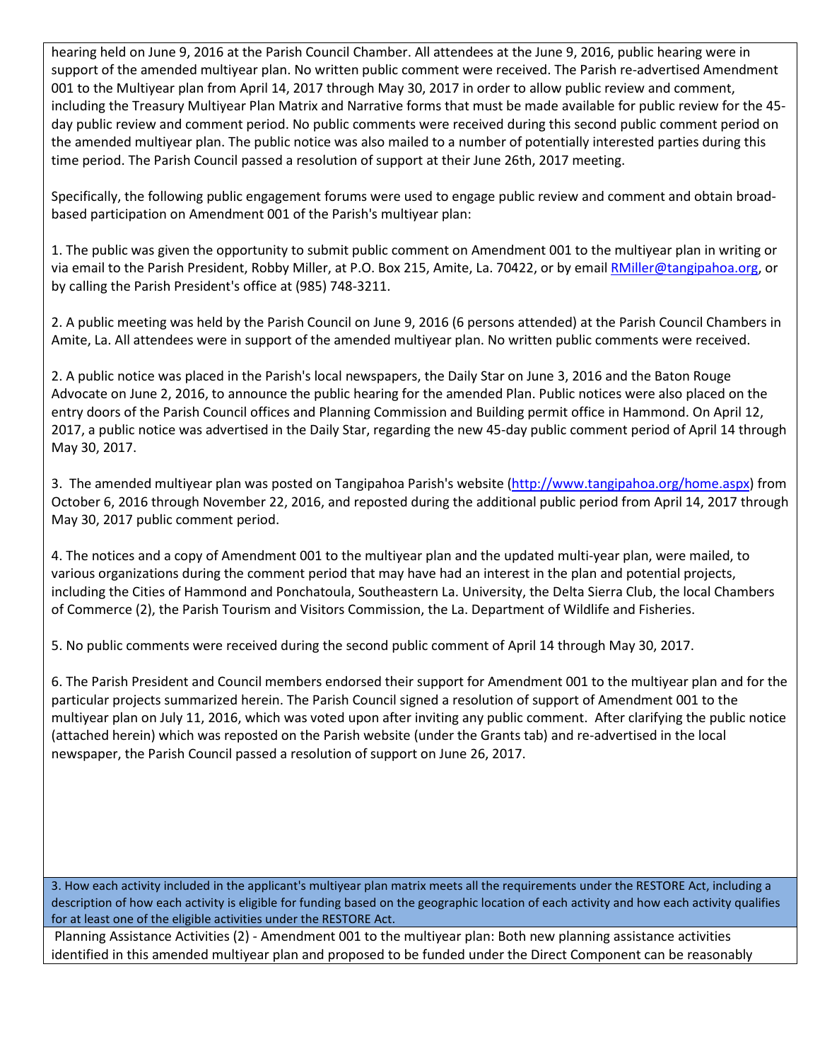hearing held on June 9, 2016 at the Parish Council Chamber. All attendees at the June 9, 2016, public hearing were in support of the amended multiyear plan. No written public comment were received. The Parish re-advertised Amendment 001 to the Multiyear plan from April 14, 2017 through May 30, 2017 in order to allow public review and comment, including the Treasury Multiyear Plan Matrix and Narrative forms that must be made available for public review for the 45-day public review and comment period. No public comments were received during this second public comment period on the amended multiyear plan. The public notice was also mailed to a number of potentially interested parties during this time period. The Parish Council passed a resolution of support at their June 26th, 2017 meeting.

Specifically, the following public engagement forums were used to engage public review and comment and obtain broad-based participation on Amendment 001 of the Parish's multiyear plan:

1. The public was given the opportunity to submit public comment on Amendment 001 to the multiyear plan in writing or via email to the Parish President, Robby Miller, at P.O. Box 215, Amite, La. 70422, or by email RMiller@tangipahoa.org, or by calling the Parish President's office at (985) 748-3211.

2. A public meeting was held by the Parish Council on June 9, 2016 (6 persons attended) at the Parish Council Chambers in Amite, La. All attendees were in support of the amended multiyear plan. No written public comments were received.

2. A public notice was placed in the Parish's local newspapers, the Daily Star on June 3, 2016 and the Baton Rouge Advocate on June 2, 2016, to announce the public hearing for the amended Plan. Public notices were also placed on the entry doors of the Parish Council offices and Planning Commission and Building permit office in Hammond. On April 12, 2017, a public notice was advertised in the Daily Star, regarding the new 45-day public comment period of April 14 through May 30, 2017.

3. The amended multiyear plan was posted on Tangipahoa Parish's website (http://www.tangipahoa.org/home.aspx) from October 6, 2016 through November 22, 2016, and reposted during the additional public period from April 14, 2017 through May 30, 2017 public comment period.

4. The notices and a copy of Amendment 001 to the multiyear plan and the updated multi-year plan, were mailed, to various organizations during the comment period that may have had an interest in the plan and potential projects, including the Cities of Hammond and Ponchatoula, Southeastern La. University, the Delta Sierra Club, the local Chambers of Commerce (2), the Parish Tourism and Visitors Commission, the La. Department of Wildlife and Fisheries.

5. No public comments were received during the second public comment of April 14 through May 30, 2017.

6. The Parish President and Council members endorsed their support for Amendment 001 to the multiyear plan and for the particular projects summarized herein. The Parish Council signed a resolution of support of Amendment 001 to the multiyear plan on July 11, 2016, which was voted upon after inviting any public comment. After clarifying the public notice (attached herein) which was reposted on the Parish website (under the Grants tab) and re-advertised in the local newspaper, the Parish Council passed a resolution of support on June 26, 2017.

**3. How each activity included in the applicant's multiyear plan matrix meets all the requirements under the RESTORE Act, including a description of how each activity is eligible for funding based on the geographic location of each activity and how each activity qualifies for at least one of the eligible activities under the RESTORE Act.**

Planning Assistance Activities (2) - Amendment 001 to the multiyear plan: Both new planning assistance activities identified in this amended multiyear plan and proposed to be funded under the Direct Component can be reasonably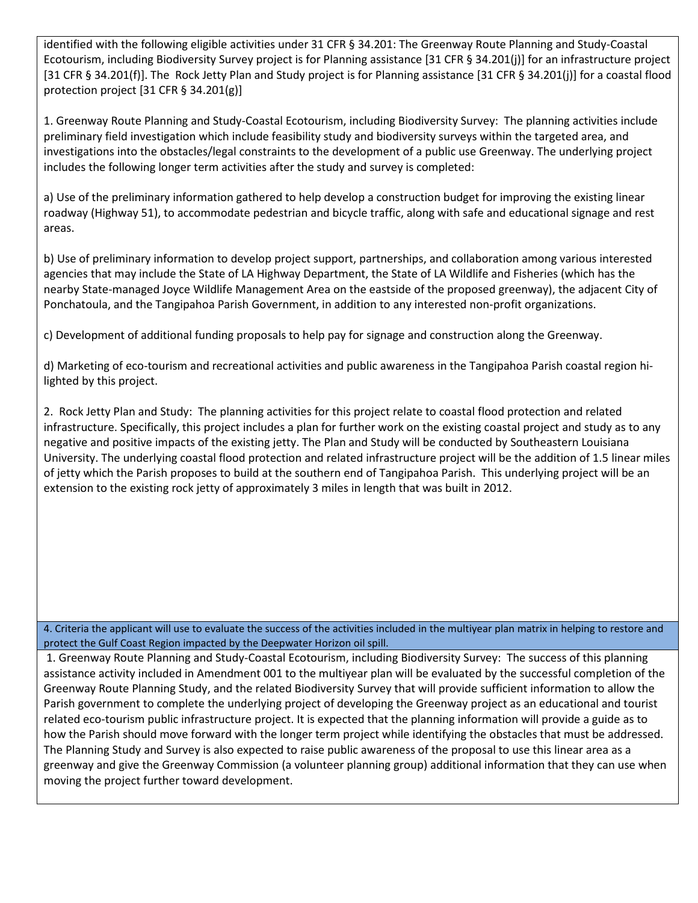identified with the following eligible activities under 31 CFR § 34.201: The Greenway Route Planning and Study-Coastal Ecotourism, including Biodiversity Survey project is for Planning assistance [31 CFR § 34.201(j)] for an infrastructure project [31 CFR § 34.201(f)]. The Rock Jetty Plan and Study project is for Planning assistance [31 CFR § 34.201(j)] for a coastal flood protection project [31 CFR § 34.201(g)]

1. Greenway Route Planning and Study-Coastal Ecotourism, including Biodiversity Survey: The planning activities include preliminary field investigation which include feasibility study and biodiversity surveys within the targeted area, and investigations into the obstacles/legal constraints to the development of a public use Greenway. The underlying project includes the following longer term activities after the study and survey is completed:

a) Use of the preliminary information gathered to help develop a construction budget for improving the existing linear roadway (Highway 51), to accommodate pedestrian and bicycle traffic, along with safe and educational signage and rest areas.

b) Use of preliminary information to develop project support, partnerships, and collaboration among various interested agencies that may include the State of LA Highway Department, the State of LA Wildlife and Fisheries (which has the nearby State-managed Joyce Wildlife Management Area on the eastside of the proposed greenway), the adjacent City of Ponchatoula, and the Tangipahoa Parish Government, in addition to any interested non-profit organizations.

c) Development of additional funding proposals to help pay for signage and construction along the Greenway.

d) Marketing of eco-tourism and recreational activities and public awareness in the Tangipahoa Parish coastal region hi-lighted by this project.

2. Rock Jetty Plan and Study: The planning activities for this project relate to coastal flood protection and related infrastructure. Specifically, this project includes a plan for further work on the existing coastal project and study as to any negative and positive impacts of the existing jetty. The Plan and Study will be conducted by Southeastern Louisiana University. The underlying coastal flood protection and related infrastructure project will be the addition of 1.5 linear miles of jetty which the Parish proposes to build at the southern end of Tangipahoa Parish. This underlying project will be an extension to the existing rock jetty of approximately 3 miles in length that was built in 2012.

**4. Criteria the applicant will use to evaluate the success of the activities included in the multiyear plan matrix in helping to restore and protect the Gulf Coast Region impacted by the Deepwater Horizon oil spill.**

1. Greenway Route Planning and Study-Coastal Ecotourism, including Biodiversity Survey: The success of this planning assistance activity included in Amendment 001 to the multiyear plan will be evaluated by the successful completion of the Greenway Route Planning Study, and the related Biodiversity Survey that will provide sufficient information to allow the Parish government to complete the underlying project of developing the Greenway project as an educational and tourist related eco-tourism public infrastructure project. It is expected that the planning information will provide a guide as to how the Parish should move forward with the longer term project while identifying the obstacles that must be addressed. The Planning Study and Survey is also expected to raise public awareness of the proposal to use this linear area as a greenway and give the Greenway Commission (a volunteer planning group) additional information that they can use when moving the project further toward development.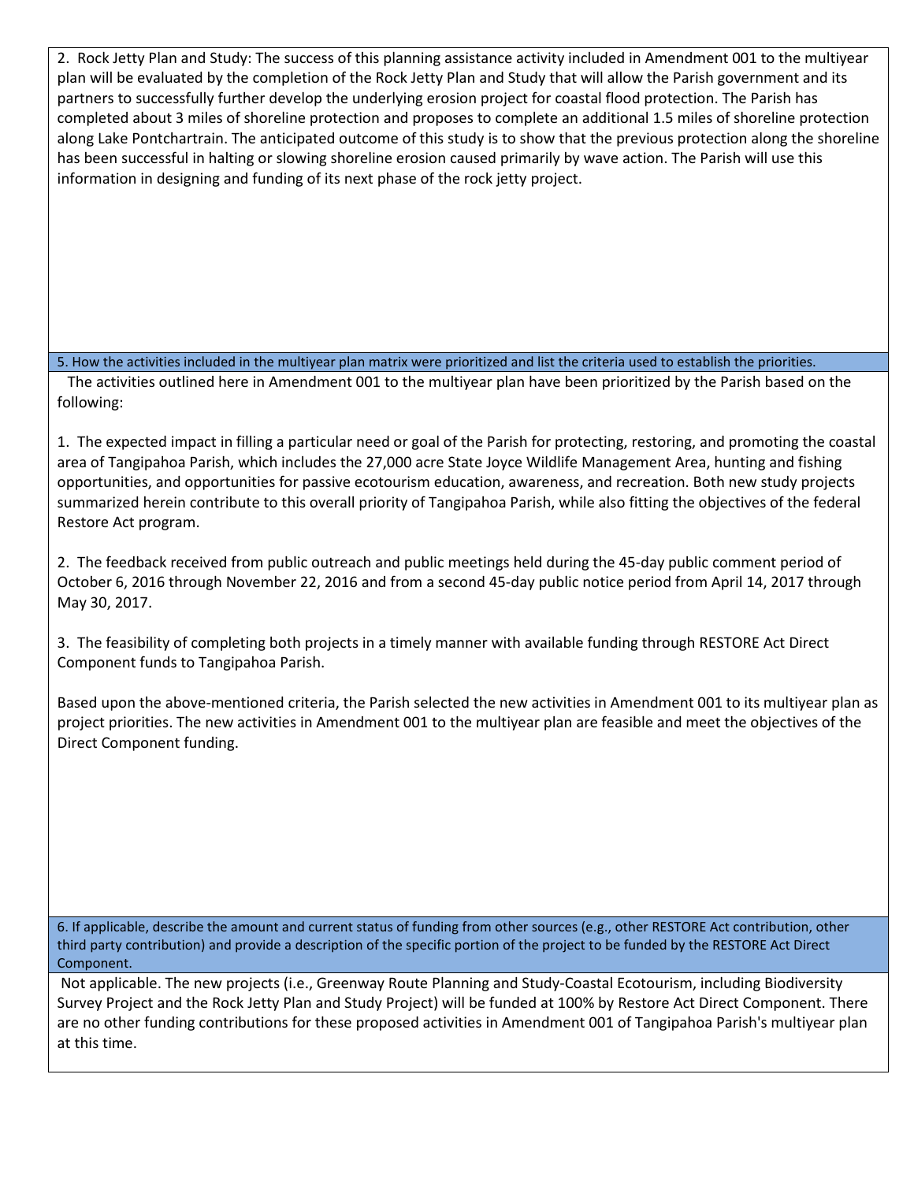2. Rock Jetty Plan and Study: The success of this planning assistance activity included in Amendment 001 to the multiyear plan will be evaluated by the completion of the Rock Jetty Plan and Study that will allow the Parish government and its partners to successfully further develop the underlying erosion project for coastal flood protection. The Parish has completed about 3 miles of shoreline protection and proposes to complete an additional 1.5 miles of shoreline protection along Lake Pontchartrain. The anticipated outcome of this study is to show that the previous protection along the shoreline has been successful in halting or slowing shoreline erosion caused primarily by wave action. The Parish will use this information in designing and funding of its next phase of the rock jetty project.

### 5. How the activities included in the multiyear plan matrix were prioritized and list the criteria used to establish the priorities.

The activities outlined here in Amendment 001 to the multiyear plan have been prioritized by the Parish based on the following:

1. The expected impact in filling a particular need or goal of the Parish for protecting, restoring, and promoting the coastal area of Tangipahoa Parish, which includes the 27,000 acre State Joyce Wildlife Management Area, hunting and fishing opportunities, and opportunities for passive ecotourism education, awareness, and recreation. Both new study projects summarized herein contribute to this overall priority of Tangipahoa Parish, while also fitting the objectives of the federal Restore Act program.

2. The feedback received from public outreach and public meetings held during the 45-day public comment period of October 6, 2016 through November 22, 2016 and from a second 45-day public notice period from April 14, 2017 through May 30, 2017.

3. The feasibility of completing both projects in a timely manner with available funding through RESTORE Act Direct Component funds to Tangipahoa Parish.

Based upon the above-mentioned criteria, the Parish selected the new activities in Amendment 001 to its multiyear plan as project priorities. The new activities in Amendment 001 to the multiyear plan are feasible and meet the objectives of the Direct Component funding.

### 6. If applicable, describe the amount and current status of funding from other sources (e.g., other RESTORE Act contribution, other third party contribution) and provide a description of the specific portion of the project to be funded by the RESTORE Act Direct Component.

Not applicable. The new projects (i.e., Greenway Route Planning and Study-Coastal Ecotourism, including Biodiversity Survey Project and the Rock Jetty Plan and Study Project) will be funded at 100% by Restore Act Direct Component. There are no other funding contributions for these proposed activities in Amendment 001 of Tangipahoa Parish's multiyear plan at this time.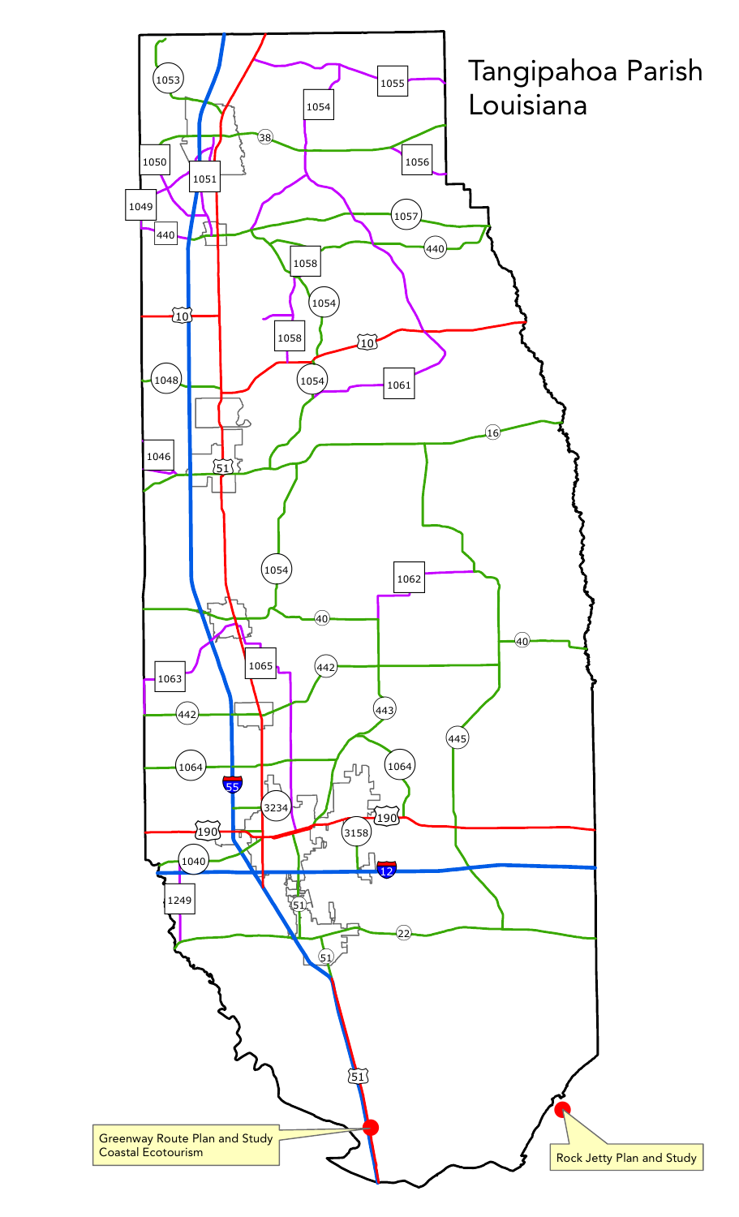# Tangipahoa Parish Louisiana

Greenway Route Plan and Study
Coastal Ecotourism

Rock Jetty Plan and Study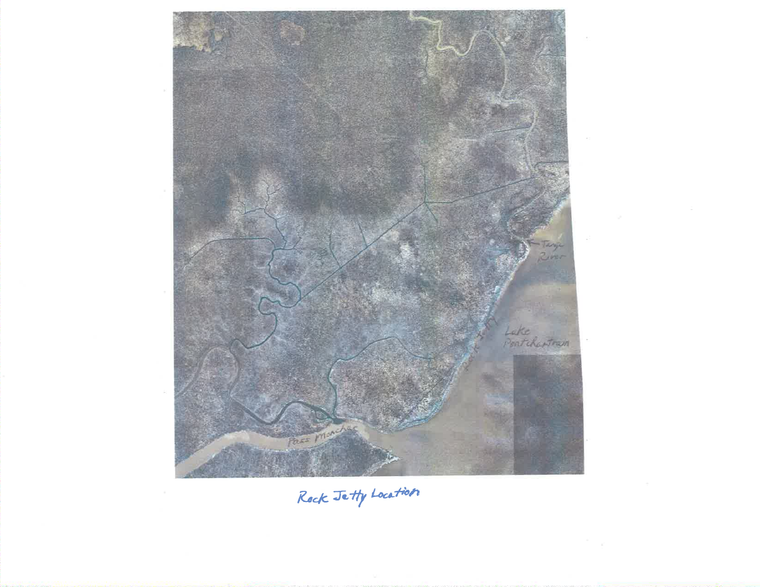Tangi River

Lake Pontchartrain

Rock Jetty

Pass Manchac

Rock Jetty Location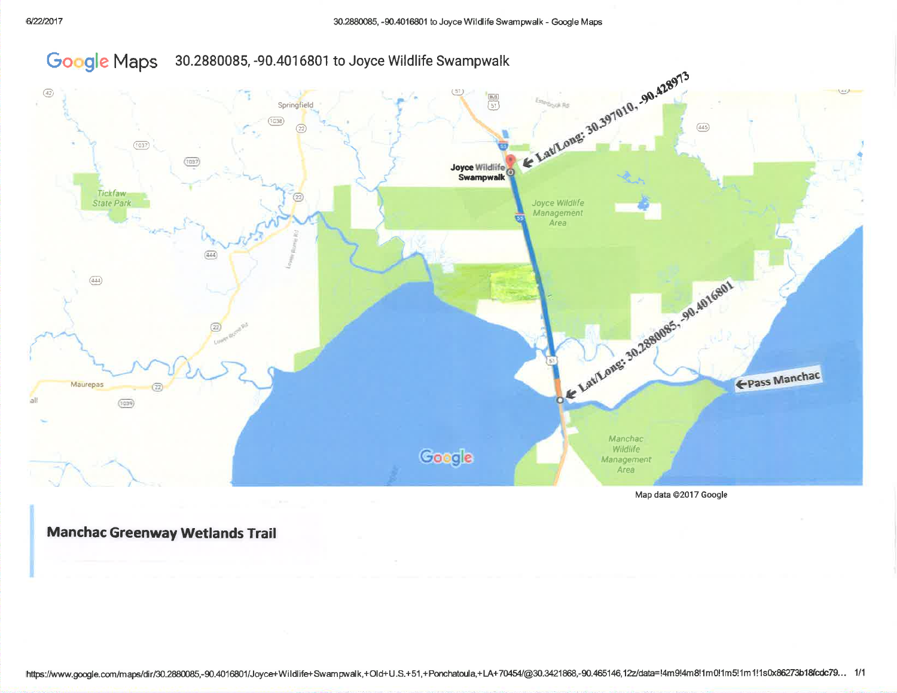# Google Maps 30.2880085, -90.4016801 to Joyce Wildlife Swampwalk

Lat/Long: 30.397010, -90.428973

Joyce Wildlife Swampwalk

Joyce Wildlife Management Area

Springfield

Tickfaw State Park

Lat/Long: 30.2880085, -90.4016801

Pass Manchac

Maurepas

Manchac Wildlife Management Area

Map data ©2017 Google

**Manchac Greenway Wetlands Trail**